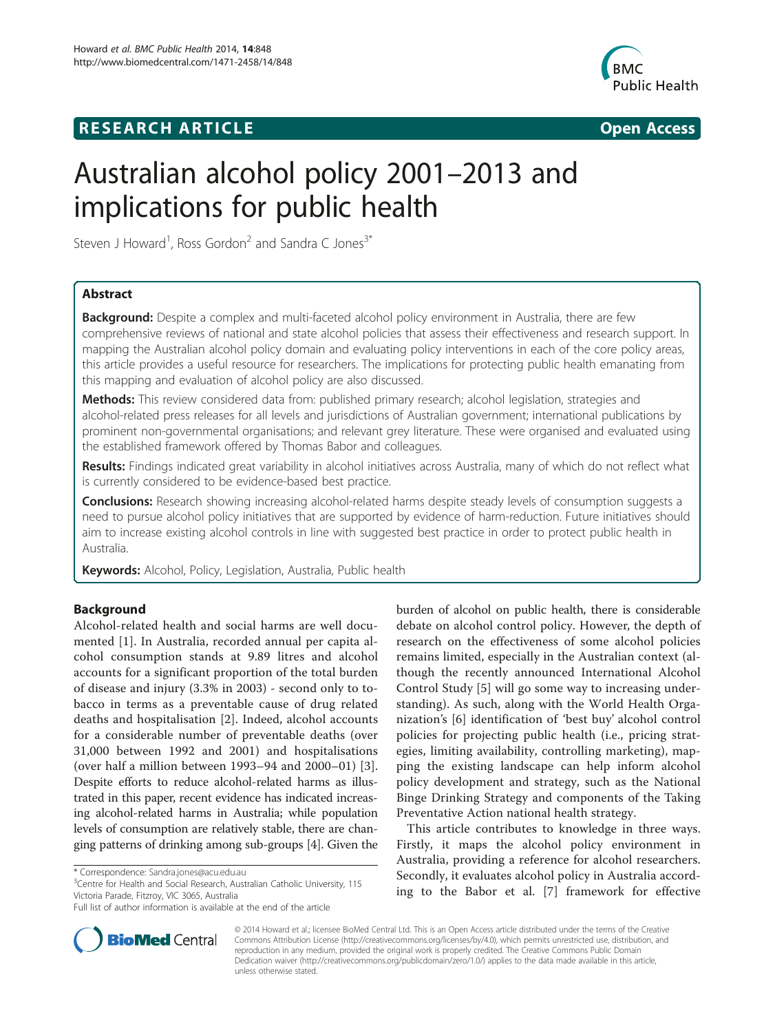**RESEARCH ARTICLE** **Open Access**

# Australian alcohol policy 2001–2013 and implications for public health

Steven J Howard[1], Ross Gordon[2] and Sandra C Jones[3*]

## Abstract

**Background:** Despite a complex and multi-faceted alcohol policy environment in Australia, there are few comprehensive reviews of national and state alcohol policies that assess their effectiveness and research support. In mapping the Australian alcohol policy domain and evaluating policy interventions in each of the core policy areas, this article provides a useful resource for researchers. The implications for protecting public health emanating from this mapping and evaluation of alcohol policy are also discussed.

**Methods:** This review considered data from: published primary research; alcohol legislation, strategies and alcohol-related press releases for all levels and jurisdictions of Australian government; international publications by prominent non-governmental organisations; and relevant grey literature. These were organised and evaluated using the established framework offered by Thomas Babor and colleagues.

**Results:** Findings indicated great variability in alcohol initiatives across Australia, many of which do not reflect what is currently considered to be evidence-based best practice.

**Conclusions:** Research showing increasing alcohol-related harms despite steady levels of consumption suggests a need to pursue alcohol policy initiatives that are supported by evidence of harm-reduction. Future initiatives should aim to increase existing alcohol controls in line with suggested best practice in order to protect public health in Australia.

**Keywords:** Alcohol, Policy, Legislation, Australia, Public health

## Background

Alcohol-related health and social harms are well documented [1]. In Australia, recorded annual per capita alcohol consumption stands at 9.89 litres and alcohol accounts for a significant proportion of the total burden of disease and injury (3.3% in 2003) - second only to tobacco in terms as a preventable cause of drug related deaths and hospitalisation [2]. Indeed, alcohol accounts for a considerable number of preventable deaths (over 31,000 between 1992 and 2001) and hospitalisations (over half a million between 1993–94 and 2000–01) [3]. Despite efforts to reduce alcohol-related harms as illustrated in this paper, recent evidence has indicated increasing alcohol-related harms in Australia; while population levels of consumption are relatively stable, there are changing patterns of drinking among sub-groups [4]. Given the burden of alcohol on public health, there is considerable debate on alcohol control policy. However, the depth of research on the effectiveness of some alcohol policies remains limited, especially in the Australian context (although the recently announced International Alcohol Control Study [5] will go some way to increasing understanding). As such, along with the World Health Organization's [6] identification of 'best buy' alcohol control policies for projecting public health (i.e., pricing strategies, limiting availability, controlling marketing), mapping the existing landscape can help inform alcohol policy development and strategy, such as the National Binge Drinking Strategy and components of the Taking Preventative Action national health strategy.

This article contributes to knowledge in three ways. Firstly, it maps the alcohol policy environment in Australia, providing a reference for alcohol researchers. Secondly, it evaluates alcohol policy in Australia according to the Babor et al. [7] framework for effective

\* Correspondence: Sandra.jones@acu.edu.au
[3]Centre for Health and Social Research, Australian Catholic University, 115 Victoria Parade, Fitzroy, VIC 3065, Australia
Full list of author information is available at the end of the article

© 2014 Howard et al.; licensee BioMed Central Ltd. This is an Open Access article distributed under the terms of the Creative Commons Attribution License (http://creativecommons.org/licenses/by/4.0), which permits unrestricted use, distribution, and reproduction in any medium, provided the original work is properly credited. The Creative Commons Public Domain Dedication waiver (http://creativecommons.org/publicdomain/zero/1.0/) applies to the data made available in this article, unless otherwise stated.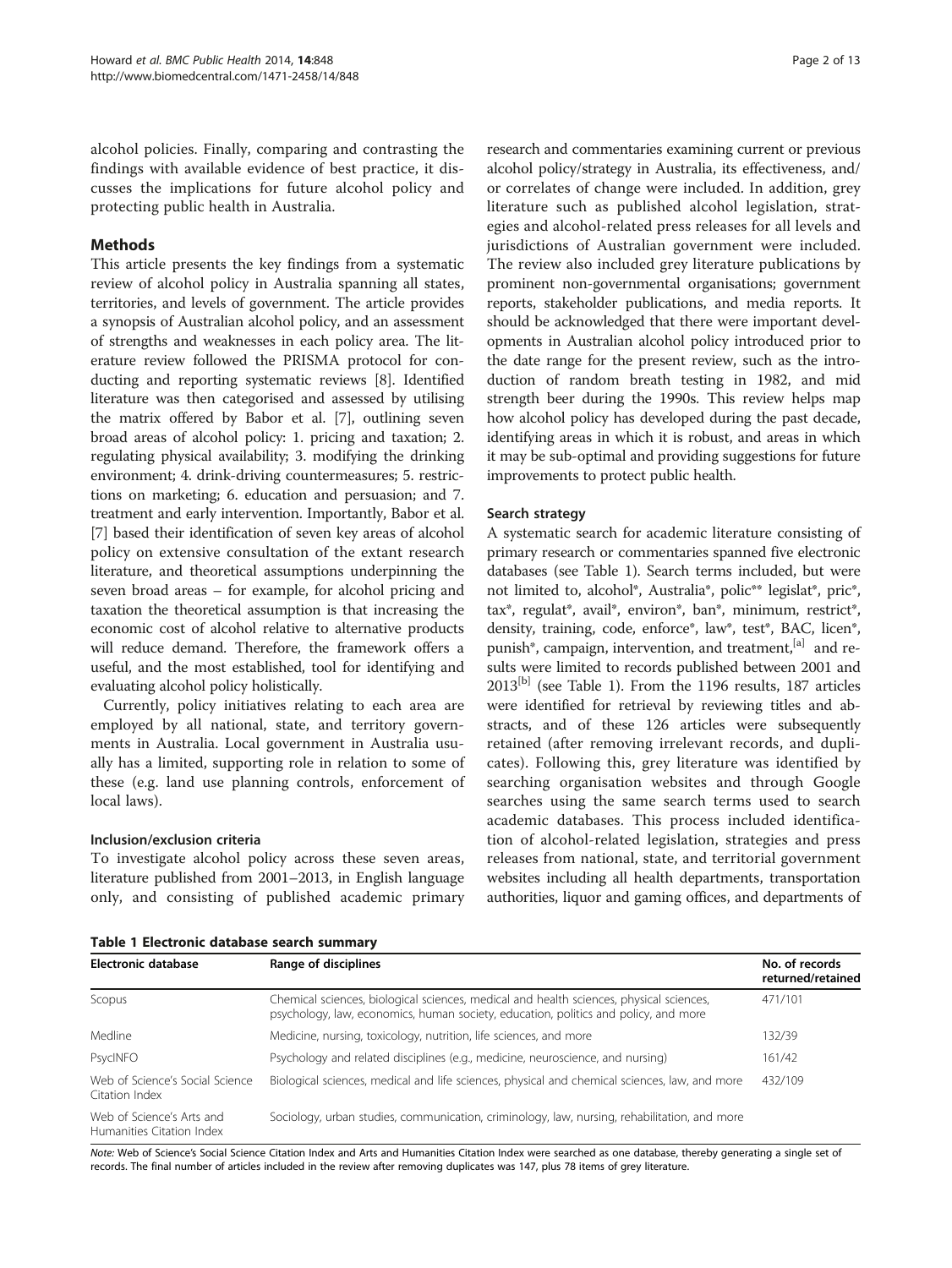alcohol policies. Finally, comparing and contrasting the findings with available evidence of best practice, it discusses the implications for future alcohol policy and protecting public health in Australia.

## Methods

This article presents the key findings from a systematic review of alcohol policy in Australia spanning all states, territories, and levels of government. The article provides a synopsis of Australian alcohol policy, and an assessment of strengths and weaknesses in each policy area. The literature review followed the PRISMA protocol for conducting and reporting systematic reviews [8]. Identified literature was then categorised and assessed by utilising the matrix offered by Babor et al. [7], outlining seven broad areas of alcohol policy: 1. pricing and taxation; 2. regulating physical availability; 3. modifying the drinking environment; 4. drink-driving countermeasures; 5. restrictions on marketing; 6. education and persuasion; and 7. treatment and early intervention. Importantly, Babor et al. [7] based their identification of seven key areas of alcohol policy on extensive consultation of the extant research literature, and theoretical assumptions underpinning the seven broad areas – for example, for alcohol pricing and taxation the theoretical assumption is that increasing the economic cost of alcohol relative to alternative products will reduce demand. Therefore, the framework offers a useful, and the most established, tool for identifying and evaluating alcohol policy holistically.

Currently, policy initiatives relating to each area are employed by all national, state, and territory governments in Australia. Local government in Australia usually has a limited, supporting role in relation to some of these (e.g. land use planning controls, enforcement of local laws).

### Inclusion/exclusion criteria

To investigate alcohol policy across these seven areas, literature published from 2001–2013, in English language only, and consisting of published academic primary research and commentaries examining current or previous alcohol policy/strategy in Australia, its effectiveness, and/or correlates of change were included. In addition, grey literature such as published alcohol legislation, strategies and alcohol-related press releases for all levels and jurisdictions of Australian government were included. The review also included grey literature publications by prominent non-governmental organisations; government reports, stakeholder publications, and media reports. It should be acknowledged that there were important developments in Australian alcohol policy introduced prior to the date range for the present review, such as the introduction of random breath testing in 1982, and mid strength beer during the 1990s. This review helps map how alcohol policy has developed during the past decade, identifying areas in which it is robust, and areas in which it may be sub-optimal and providing suggestions for future improvements to protect public health.

### Search strategy

A systematic search for academic literature consisting of primary research or commentaries spanned five electronic databases (see Table 1). Search terms included, but were not limited to, alcohol*, Australia*, polic** legislat*, pric*, tax*, regulat*, avail*, environ*, ban*, minimum, restrict*, density, training, code, enforce*, law*, test*, BAC, licen*, punish*, campaign, intervention, and treatment,[a] and results were limited to records published between 2001 and 2013[b] (see Table 1). From the 1196 results, 187 articles were identified for retrieval by reviewing titles and abstracts, and of these 126 articles were subsequently retained (after removing irrelevant records, and duplicates). Following this, grey literature was identified by searching organisation websites and through Google searches using the same search terms used to search academic databases. This process included identification of alcohol-related legislation, strategies and press releases from national, state, and territorial government websites including all health departments, transportation authorities, liquor and gaming offices, and departments of

**Table 1 Electronic database search summary**

| Electronic database | Range of disciplines | No. of records returned/retained |
|---|---|---|
| Scopus | Chemical sciences, biological sciences, medical and health sciences, physical sciences, psychology, law, economics, human society, education, politics and policy, and more | 471/101 |
| Medline | Medicine, nursing, toxicology, nutrition, life sciences, and more | 132/39 |
| PsycINFO | Psychology and related disciplines (e.g., medicine, neuroscience, and nursing) | 161/42 |
| Web of Science's Social Science Citation Index | Biological sciences, medical and life sciences, physical and chemical sciences, law, and more | 432/109 |
| Web of Science's Arts and Humanities Citation Index | Sociology, urban studies, communication, criminology, law, nursing, rehabilitation, and more | |

*Note:* Web of Science's Social Science Citation Index and Arts and Humanities Citation Index were searched as one database, thereby generating a single set of records. The final number of articles included in the review after removing duplicates was 147, plus 78 items of grey literature.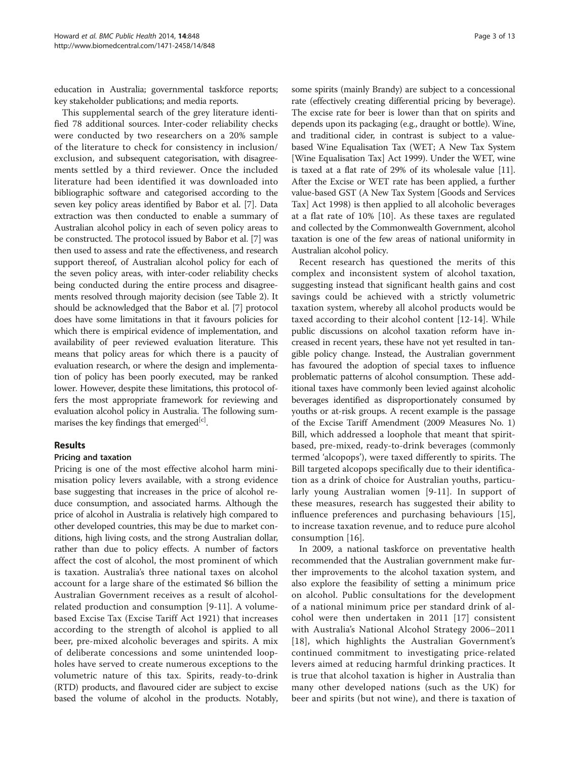education in Australia; governmental taskforce reports; key stakeholder publications; and media reports.

This supplemental search of the grey literature identified 78 additional sources. Inter-coder reliability checks were conducted by two researchers on a 20% sample of the literature to check for consistency in inclusion/exclusion, and subsequent categorisation, with disagreements settled by a third reviewer. Once the included literature had been identified it was downloaded into bibliographic software and categorised according to the seven key policy areas identified by Babor et al. [7]. Data extraction was then conducted to enable a summary of Australian alcohol policy in each of seven policy areas to be constructed. The protocol issued by Babor et al. [7] was then used to assess and rate the effectiveness, and research support thereof, of Australian alcohol policy for each of the seven policy areas, with inter-coder reliability checks being conducted during the entire process and disagreements resolved through majority decision (see Table 2). It should be acknowledged that the Babor et al. [7] protocol does have some limitations in that it favours policies for which there is empirical evidence of implementation, and availability of peer reviewed evaluation literature. This means that policy areas for which there is a paucity of evaluation research, or where the design and implementation of policy has been poorly executed, may be ranked lower. However, despite these limitations, this protocol offers the most appropriate framework for reviewing and evaluation alcohol policy in Australia. The following summarises the key findings that emerged[c].

## Results

### Pricing and taxation

Pricing is one of the most effective alcohol harm minimisation policy levers available, with a strong evidence base suggesting that increases in the price of alcohol reduce consumption, and associated harms. Although the price of alcohol in Australia is relatively high compared to other developed countries, this may be due to market conditions, high living costs, and the strong Australian dollar, rather than due to policy effects. A number of factors affect the cost of alcohol, the most prominent of which is taxation. Australia's three national taxes on alcohol account for a large share of the estimated $6 billion the Australian Government receives as a result of alcohol-related production and consumption [9-11]. A volume-based Excise Tax (Excise Tariff Act 1921) that increases according to the strength of alcohol is applied to all beer, pre-mixed alcoholic beverages and spirits. A mix of deliberate concessions and some unintended loopholes have served to create numerous exceptions to the volumetric nature of this tax. Spirits, ready-to-drink (RTD) products, and flavoured cider are subject to excise based the volume of alcohol in the products. Notably, some spirits (mainly Brandy) are subject to a concessional rate (effectively creating differential pricing by beverage). The excise rate for beer is lower than that on spirits and depends upon its packaging (e.g., draught or bottle). Wine, and traditional cider, in contrast is subject to a value-based Wine Equalisation Tax (WET; A New Tax System [Wine Equalisation Tax] Act 1999). Under the WET, wine is taxed at a flat rate of 29% of its wholesale value [11]. After the Excise or WET rate has been applied, a further value-based GST (A New Tax System [Goods and Services Tax] Act 1998) is then applied to all alcoholic beverages at a flat rate of 10% [10]. As these taxes are regulated and collected by the Commonwealth Government, alcohol taxation is one of the few areas of national uniformity in Australian alcohol policy.

Recent research has questioned the merits of this complex and inconsistent system of alcohol taxation, suggesting instead that significant health gains and cost savings could be achieved with a strictly volumetric taxation system, whereby all alcohol products would be taxed according to their alcohol content [12-14]. While public discussions on alcohol taxation reform have increased in recent years, these have not yet resulted in tangible policy change. Instead, the Australian government has favoured the adoption of special taxes to influence problematic patterns of alcohol consumption. These additional taxes have commonly been levied against alcoholic beverages identified as disproportionately consumed by youths or at-risk groups. A recent example is the passage of the Excise Tariff Amendment (2009 Measures No. 1) Bill, which addressed a loophole that meant that spirit-based, pre-mixed, ready-to-drink beverages (commonly termed 'alcopops'), were taxed differently to spirits. The Bill targeted alcopops specifically due to their identification as a drink of choice for Australian youths, particularly young Australian women [9-11]. In support of these measures, research has suggested their ability to influence preferences and purchasing behaviours [15], to increase taxation revenue, and to reduce pure alcohol consumption [16].

In 2009, a national taskforce on preventative health recommended that the Australian government make further improvements to the alcohol taxation system, and also explore the feasibility of setting a minimum price on alcohol. Public consultations for the development of a national minimum price per standard drink of alcohol were then undertaken in 2011 [17] consistent with Australia's National Alcohol Strategy 2006–2011 [18], which highlights the Australian Government's continued commitment to investigating price-related levers aimed at reducing harmful drinking practices. It is true that alcohol taxation is higher in Australia than many other developed nations (such as the UK) for beer and spirits (but not wine), and there is taxation of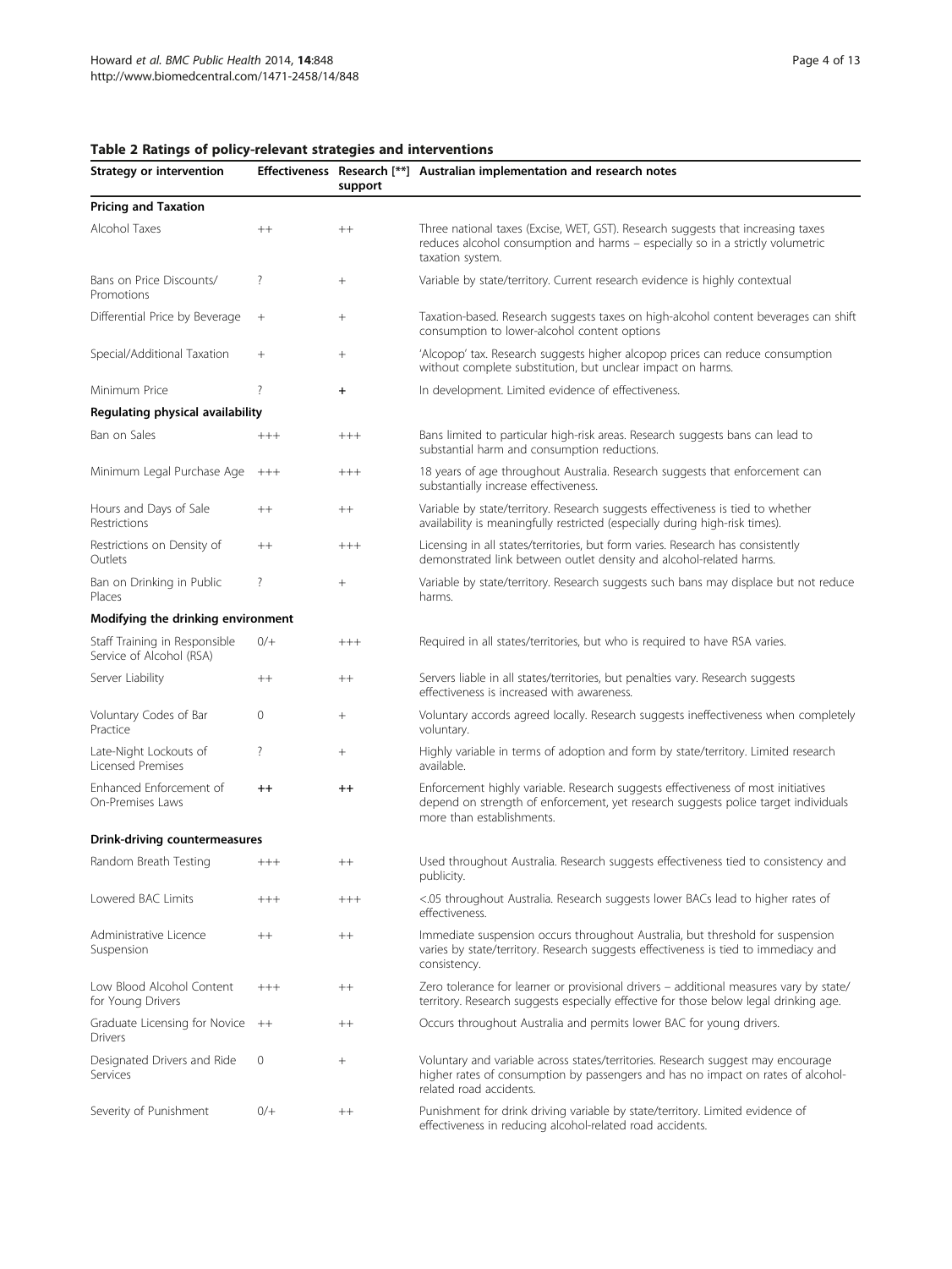**Table 2 Ratings of policy-relevant strategies and interventions**

| Strategy or intervention | Effectiveness | Research [**] support | Australian implementation and research notes |
|---|---|---|---|
| **Pricing and Taxation** | | | |
| Alcohol Taxes | ++ | ++ | Three national taxes (Excise, WET, GST). Research suggests that increasing taxes reduces alcohol consumption and harms – especially so in a strictly volumetric taxation system. |
| Bans on Price Discounts/ Promotions | ? | + | Variable by state/territory. Current research evidence is highly contextual |
| Differential Price by Beverage | + | + | Taxation-based. Research suggests taxes on high-alcohol content beverages can shift consumption to lower-alcohol content options |
| Special/Additional Taxation | + | + | 'Alcopop' tax. Research suggests higher alcopop prices can reduce consumption without complete substitution, but unclear impact on harms. |
| Minimum Price | ? | **+** | In development. Limited evidence of effectiveness. |
| **Regulating physical availability** | | | |
| Ban on Sales | +++ | +++ | Bans limited to particular high-risk areas. Research suggests bans can lead to substantial harm and consumption reductions. |
| Minimum Legal Purchase Age | +++ | +++ | 18 years of age throughout Australia. Research suggests that enforcement can substantially increase effectiveness. |
| Hours and Days of Sale Restrictions | ++ | ++ | Variable by state/territory. Research suggests effectiveness is tied to whether availability is meaningfully restricted (especially during high-risk times). |
| Restrictions on Density of Outlets | ++ | +++ | Licensing in all states/territories, but form varies. Research has consistently demonstrated link between outlet density and alcohol-related harms. |
| Ban on Drinking in Public Places | ? | + | Variable by state/territory. Research suggests such bans may displace but not reduce harms. |
| **Modifying the drinking environment** | | | |
| Staff Training in Responsible Service of Alcohol (RSA) | 0/+ | +++ | Required in all states/territories, but who is required to have RSA varies. |
| Server Liability | ++ | ++ | Servers liable in all states/territories, but penalties vary. Research suggests effectiveness is increased with awareness. |
| Voluntary Codes of Bar Practice | 0 | + | Voluntary accords agreed locally. Research suggests ineffectiveness when completely voluntary. |
| Late-Night Lockouts of Licensed Premises | ? | + | Highly variable in terms of adoption and form by state/territory. Limited research available. |
| Enhanced Enforcement of On-Premises Laws | **++** | **++** | Enforcement highly variable. Research suggests effectiveness of most initiatives depend on strength of enforcement, yet research suggests police target individuals more than establishments. |
| **Drink-driving countermeasures** | | | |
| Random Breath Testing | +++ | ++ | Used throughout Australia. Research suggests effectiveness tied to consistency and publicity. |
| Lowered BAC Limits | +++ | +++ | <.05 throughout Australia. Research suggests lower BACs lead to higher rates of effectiveness. |
| Administrative Licence Suspension | ++ | ++ | Immediate suspension occurs throughout Australia, but threshold for suspension varies by state/territory. Research suggests effectiveness is tied to immediacy and consistency. |
| Low Blood Alcohol Content for Young Drivers | +++ | ++ | Zero tolerance for learner or provisional drivers – additional measures vary by state/ territory. Research suggests especially effective for those below legal drinking age. |
| Graduate Licensing for Novice Drivers | ++ | ++ | Occurs throughout Australia and permits lower BAC for young drivers. |
| Designated Drivers and Ride Services | 0 | + | Voluntary and variable across states/territories. Research suggest may encourage higher rates of consumption by passengers and has no impact on rates of alcohol-related road accidents. |
| Severity of Punishment | 0/+ | ++ | Punishment for drink driving variable by state/territory. Limited evidence of effectiveness in reducing alcohol-related road accidents. |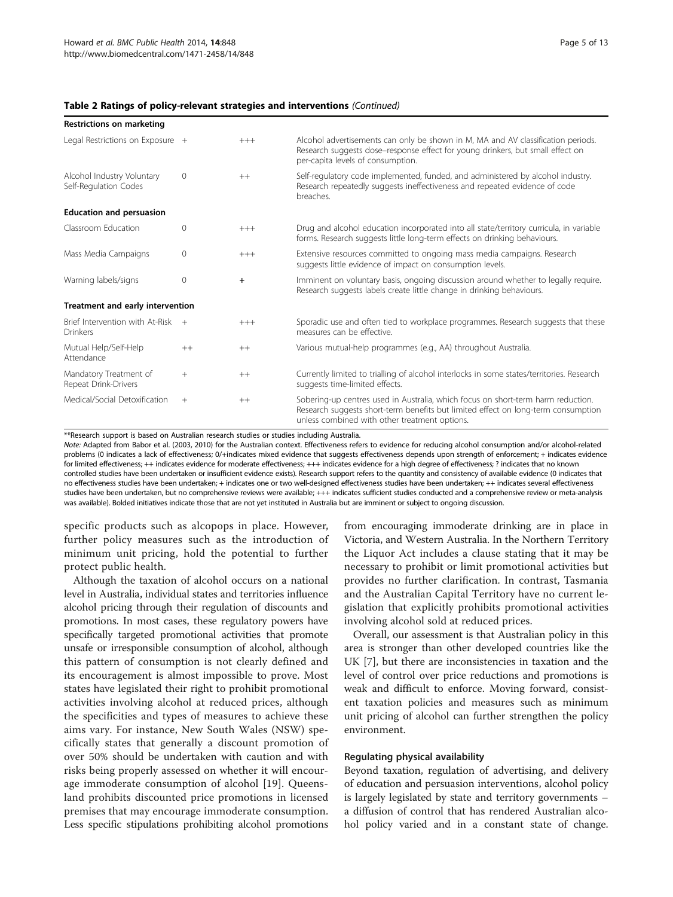**Table 2 Ratings of policy-relevant strategies and interventions** *(Continued)*

| | | | |
|---|---|---|---|
| **Restrictions on marketing** | | | |
| Legal Restrictions on Exposure | + | +++ | Alcohol advertisements can only be shown in M, MA and AV classification periods. Research suggests dose–response effect for young drinkers, but small effect on per-capita levels of consumption. |
| Alcohol Industry Voluntary Self-Regulation Codes | 0 | ++ | Self-regulatory code implemented, funded, and administered by alcohol industry. Research repeatedly suggests ineffectiveness and repeated evidence of code breaches. |
| **Education and persuasion** | | | |
| Classroom Education | 0 | +++ | Drug and alcohol education incorporated into all state/territory curricula, in variable forms. Research suggests little long-term effects on drinking behaviours. |
| Mass Media Campaigns | 0 | +++ | Extensive resources committed to ongoing mass media campaigns. Research suggests little evidence of impact on consumption levels. |
| Warning labels/signs | 0 | **+** | Imminent on voluntary basis, ongoing discussion around whether to legally require. Research suggests labels create little change in drinking behaviours. |
| **Treatment and early intervention** | | | |
| Brief Intervention with At-Risk Drinkers | + | +++ | Sporadic use and often tied to workplace programmes. Research suggests that these measures can be effective. |
| Mutual Help/Self-Help Attendance | ++ | ++ | Various mutual-help programmes (e.g., AA) throughout Australia. |
| Mandatory Treatment of Repeat Drink-Drivers | + | ++ | Currently limited to trialling of alcohol interlocks in some states/territories. Research suggests time-limited effects. |
| Medical/Social Detoxification | + | ++ | Sobering-up centres used in Australia, which focus on short-term harm reduction. Research suggests short-term benefits but limited effect on long-term consumption unless combined with other treatment options. |

**Research support is based on Australian research studies or studies including Australia.

*Note:* Adapted from Babor et al. (2003, 2010) for the Australian context. Effectiveness refers to evidence for reducing alcohol consumption and/or alcohol-related problems (0 indicates a lack of effectiveness; 0/+indicates mixed evidence that suggests effectiveness depends upon strength of enforcement; + indicates evidence for limited effectiveness; ++ indicates evidence for moderate effectiveness; +++ indicates evidence for a high degree of effectiveness; ? indicates that no known controlled studies have been undertaken or insufficient evidence exists). Research support refers to the quantity and consistency of available evidence (0 indicates that no effectiveness studies have been undertaken; + indicates one or two well-designed effectiveness studies have been undertaken; ++ indicates several effectiveness studies have been undertaken, but no comprehensive reviews were available; +++ indicates sufficient studies conducted and a comprehensive review or meta-analysis was available). Bolded initiatives indicate those that are not yet instituted in Australia but are imminent or subject to ongoing discussion.

specific products such as alcopops in place. However, further policy measures such as the introduction of minimum unit pricing, hold the potential to further protect public health.

Although the taxation of alcohol occurs on a national level in Australia, individual states and territories influence alcohol pricing through their regulation of discounts and promotions. In most cases, these regulatory powers have specifically targeted promotional activities that promote unsafe or irresponsible consumption of alcohol, although this pattern of consumption is not clearly defined and its encouragement is almost impossible to prove. Most states have legislated their right to prohibit promotional activities involving alcohol at reduced prices, although the specificities and types of measures to achieve these aims vary. For instance, New South Wales (NSW) specifically states that generally a discount promotion of over 50% should be undertaken with caution and with risks being properly assessed on whether it will encourage immoderate consumption of alcohol [19]. Queensland prohibits discounted price promotions in licensed premises that may encourage immoderate consumption. Less specific stipulations prohibiting alcohol promotions from encouraging immoderate drinking are in place in Victoria, and Western Australia. In the Northern Territory the Liquor Act includes a clause stating that it may be necessary to prohibit or limit promotional activities but provides no further clarification. In contrast, Tasmania and the Australian Capital Territory have no current legislation that explicitly prohibits promotional activities involving alcohol sold at reduced prices.

Overall, our assessment is that Australian policy in this area is stronger than other developed countries like the UK [7], but there are inconsistencies in taxation and the level of control over price reductions and promotions is weak and difficult to enforce. Moving forward, consistent taxation policies and measures such as minimum unit pricing of alcohol can further strengthen the policy environment.

#### Regulating physical availability

Beyond taxation, regulation of advertising, and delivery of education and persuasion interventions, alcohol policy is largely legislated by state and territory governments – a diffusion of control that has rendered Australian alcohol policy varied and in a constant state of change.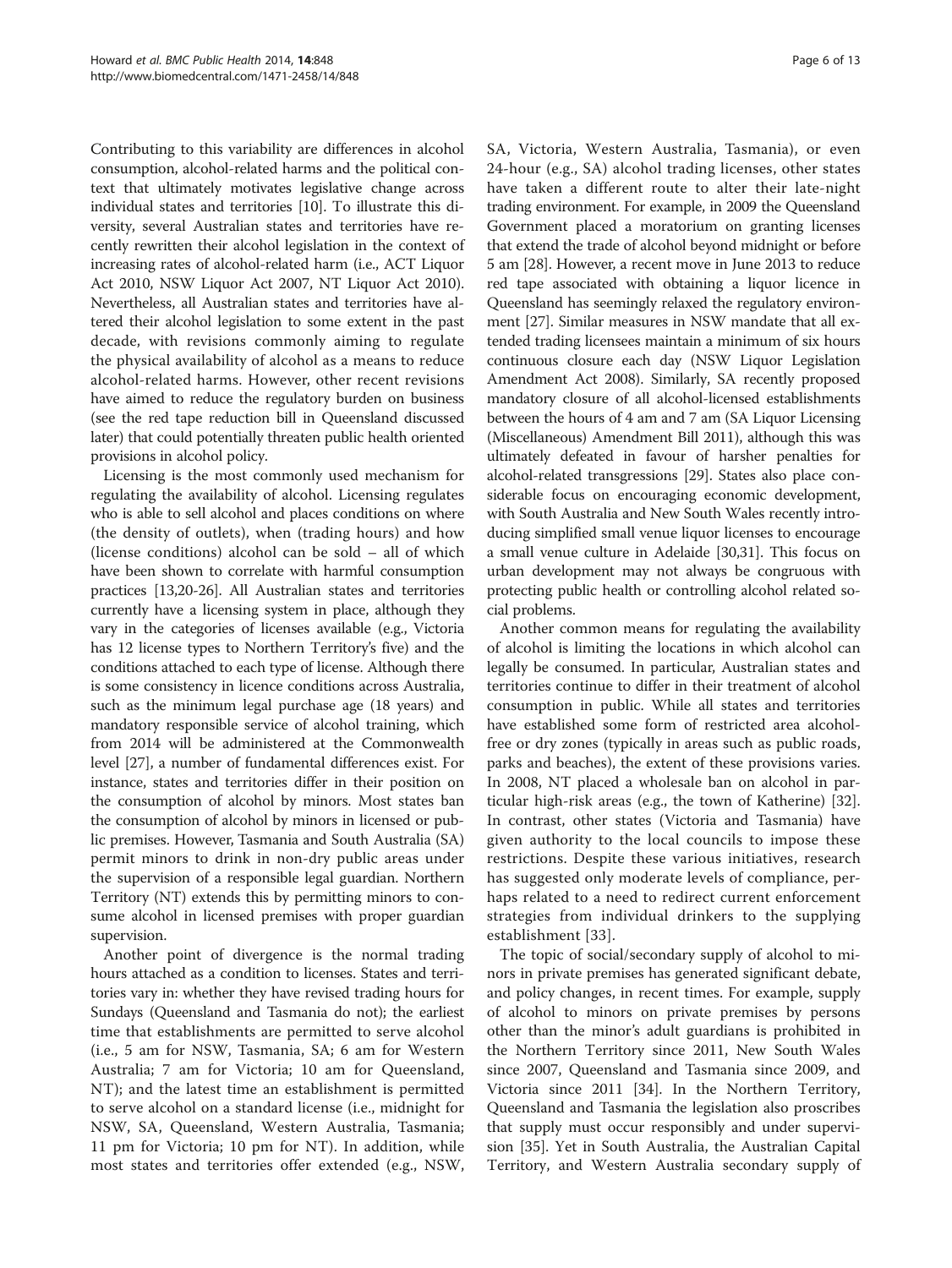Contributing to this variability are differences in alcohol consumption, alcohol-related harms and the political context that ultimately motivates legislative change across individual states and territories [10]. To illustrate this diversity, several Australian states and territories have recently rewritten their alcohol legislation in the context of increasing rates of alcohol-related harm (i.e., ACT Liquor Act 2010, NSW Liquor Act 2007, NT Liquor Act 2010). Nevertheless, all Australian states and territories have altered their alcohol legislation to some extent in the past decade, with revisions commonly aiming to regulate the physical availability of alcohol as a means to reduce alcohol-related harms. However, other recent revisions have aimed to reduce the regulatory burden on business (see the red tape reduction bill in Queensland discussed later) that could potentially threaten public health oriented provisions in alcohol policy.

Licensing is the most commonly used mechanism for regulating the availability of alcohol. Licensing regulates who is able to sell alcohol and places conditions on where (the density of outlets), when (trading hours) and how (license conditions) alcohol can be sold – all of which have been shown to correlate with harmful consumption practices [13,20-26]. All Australian states and territories currently have a licensing system in place, although they vary in the categories of licenses available (e.g., Victoria has 12 license types to Northern Territory's five) and the conditions attached to each type of license. Although there is some consistency in licence conditions across Australia, such as the minimum legal purchase age (18 years) and mandatory responsible service of alcohol training, which from 2014 will be administered at the Commonwealth level [27], a number of fundamental differences exist. For instance, states and territories differ in their position on the consumption of alcohol by minors. Most states ban the consumption of alcohol by minors in licensed or public premises. However, Tasmania and South Australia (SA) permit minors to drink in non-dry public areas under the supervision of a responsible legal guardian. Northern Territory (NT) extends this by permitting minors to consume alcohol in licensed premises with proper guardian supervision.

Another point of divergence is the normal trading hours attached as a condition to licenses. States and territories vary in: whether they have revised trading hours for Sundays (Queensland and Tasmania do not); the earliest time that establishments are permitted to serve alcohol (i.e., 5 am for NSW, Tasmania, SA; 6 am for Western Australia; 7 am for Victoria; 10 am for Queensland, NT); and the latest time an establishment is permitted to serve alcohol on a standard license (i.e., midnight for NSW, SA, Queensland, Western Australia, Tasmania; 11 pm for Victoria; 10 pm for NT). In addition, while most states and territories offer extended (e.g., NSW, SA, Victoria, Western Australia, Tasmania), or even 24-hour (e.g., SA) alcohol trading licenses, other states have taken a different route to alter their late-night trading environment. For example, in 2009 the Queensland Government placed a moratorium on granting licenses that extend the trade of alcohol beyond midnight or before 5 am [28]. However, a recent move in June 2013 to reduce red tape associated with obtaining a liquor licence in Queensland has seemingly relaxed the regulatory environment [27]. Similar measures in NSW mandate that all extended trading licensees maintain a minimum of six hours continuous closure each day (NSW Liquor Legislation Amendment Act 2008). Similarly, SA recently proposed mandatory closure of all alcohol-licensed establishments between the hours of 4 am and 7 am (SA Liquor Licensing (Miscellaneous) Amendment Bill 2011), although this was ultimately defeated in favour of harsher penalties for alcohol-related transgressions [29]. States also place considerable focus on encouraging economic development, with South Australia and New South Wales recently introducing simplified small venue liquor licenses to encourage a small venue culture in Adelaide [30,31]. This focus on urban development may not always be congruous with protecting public health or controlling alcohol related social problems.

Another common means for regulating the availability of alcohol is limiting the locations in which alcohol can legally be consumed. In particular, Australian states and territories continue to differ in their treatment of alcohol consumption in public. While all states and territories have established some form of restricted area alcohol-free or dry zones (typically in areas such as public roads, parks and beaches), the extent of these provisions varies. In 2008, NT placed a wholesale ban on alcohol in particular high-risk areas (e.g., the town of Katherine) [32]. In contrast, other states (Victoria and Tasmania) have given authority to the local councils to impose these restrictions. Despite these various initiatives, research has suggested only moderate levels of compliance, perhaps related to a need to redirect current enforcement strategies from individual drinkers to the supplying establishment [33].

The topic of social/secondary supply of alcohol to minors in private premises has generated significant debate, and policy changes, in recent times. For example, supply of alcohol to minors on private premises by persons other than the minor's adult guardians is prohibited in the Northern Territory since 2011, New South Wales since 2007, Queensland and Tasmania since 2009, and Victoria since 2011 [34]. In the Northern Territory, Queensland and Tasmania the legislation also proscribes that supply must occur responsibly and under supervision [35]. Yet in South Australia, the Australian Capital Territory, and Western Australia secondary supply of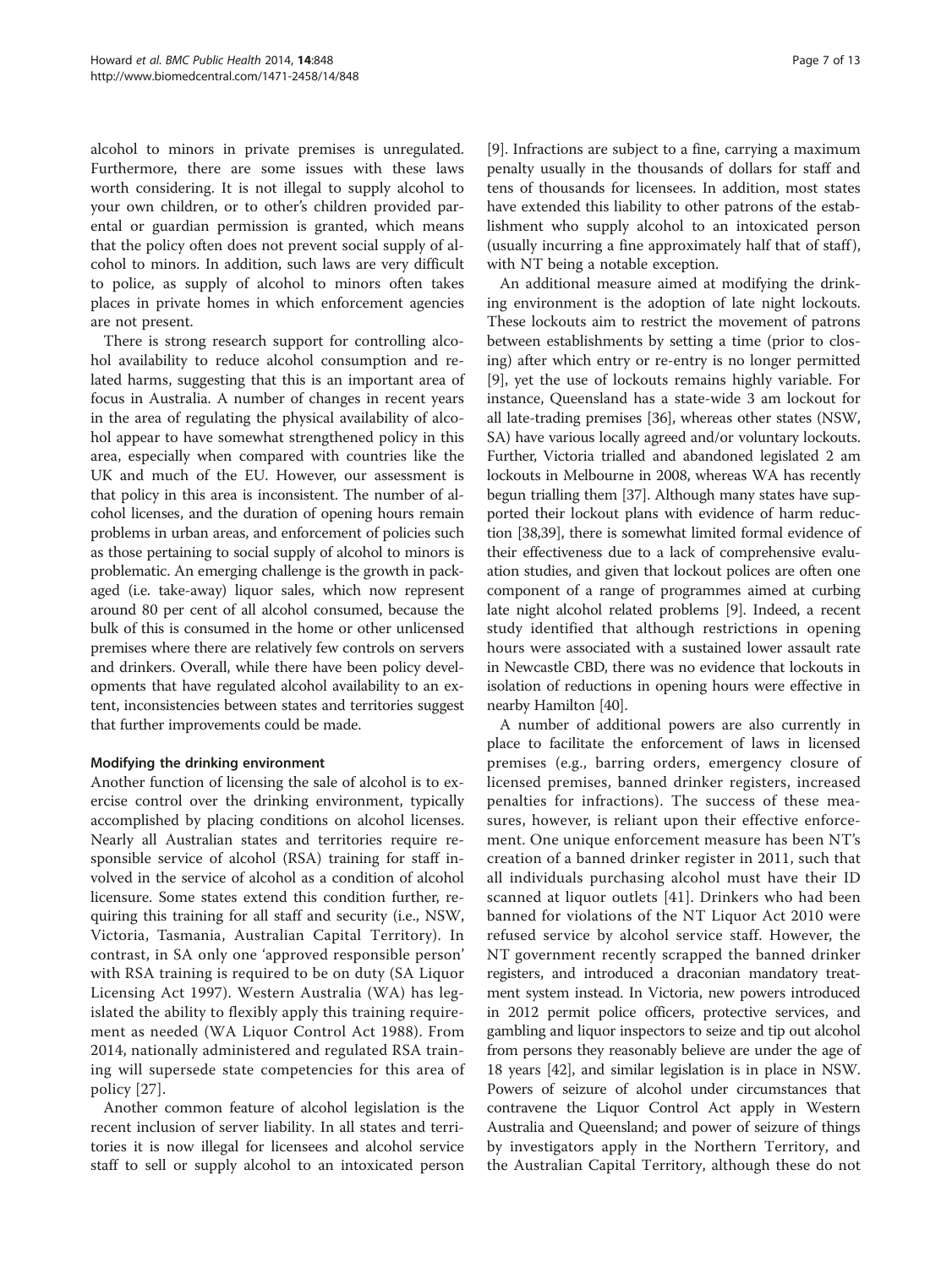alcohol to minors in private premises is unregulated. Furthermore, there are some issues with these laws worth considering. It is not illegal to supply alcohol to your own children, or to other's children provided parental or guardian permission is granted, which means that the policy often does not prevent social supply of alcohol to minors. In addition, such laws are very difficult to police, as supply of alcohol to minors often takes places in private homes in which enforcement agencies are not present.

There is strong research support for controlling alcohol availability to reduce alcohol consumption and related harms, suggesting that this is an important area of focus in Australia. A number of changes in recent years in the area of regulating the physical availability of alcohol appear to have somewhat strengthened policy in this area, especially when compared with countries like the UK and much of the EU. However, our assessment is that policy in this area is inconsistent. The number of alcohol licenses, and the duration of opening hours remain problems in urban areas, and enforcement of policies such as those pertaining to social supply of alcohol to minors is problematic. An emerging challenge is the growth in packaged (i.e. take-away) liquor sales, which now represent around 80 per cent of all alcohol consumed, because the bulk of this is consumed in the home or other unlicensed premises where there are relatively few controls on servers and drinkers. Overall, while there have been policy developments that have regulated alcohol availability to an extent, inconsistencies between states and territories suggest that further improvements could be made.

#### Modifying the drinking environment

Another function of licensing the sale of alcohol is to exercise control over the drinking environment, typically accomplished by placing conditions on alcohol licenses. Nearly all Australian states and territories require responsible service of alcohol (RSA) training for staff involved in the service of alcohol as a condition of alcohol licensure. Some states extend this condition further, requiring this training for all staff and security (i.e., NSW, Victoria, Tasmania, Australian Capital Territory). In contrast, in SA only one 'approved responsible person' with RSA training is required to be on duty (SA Liquor Licensing Act 1997). Western Australia (WA) has legislated the ability to flexibly apply this training requirement as needed (WA Liquor Control Act 1988). From 2014, nationally administered and regulated RSA training will supersede state competencies for this area of policy [27].

Another common feature of alcohol legislation is the recent inclusion of server liability. In all states and territories it is now illegal for licensees and alcohol service staff to sell or supply alcohol to an intoxicated person [9]. Infractions are subject to a fine, carrying a maximum penalty usually in the thousands of dollars for staff and tens of thousands for licensees. In addition, most states have extended this liability to other patrons of the establishment who supply alcohol to an intoxicated person (usually incurring a fine approximately half that of staff), with NT being a notable exception.

An additional measure aimed at modifying the drinking environment is the adoption of late night lockouts. These lockouts aim to restrict the movement of patrons between establishments by setting a time (prior to closing) after which entry or re-entry is no longer permitted [9], yet the use of lockouts remains highly variable. For instance, Queensland has a state-wide 3 am lockout for all late-trading premises [36], whereas other states (NSW, SA) have various locally agreed and/or voluntary lockouts. Further, Victoria trialled and abandoned legislated 2 am lockouts in Melbourne in 2008, whereas WA has recently begun trialling them [37]. Although many states have supported their lockout plans with evidence of harm reduction [38,39], there is somewhat limited formal evidence of their effectiveness due to a lack of comprehensive evaluation studies, and given that lockout polices are often one component of a range of programmes aimed at curbing late night alcohol related problems [9]. Indeed, a recent study identified that although restrictions in opening hours were associated with a sustained lower assault rate in Newcastle CBD, there was no evidence that lockouts in isolation of reductions in opening hours were effective in nearby Hamilton [40].

A number of additional powers are also currently in place to facilitate the enforcement of laws in licensed premises (e.g., barring orders, emergency closure of licensed premises, banned drinker registers, increased penalties for infractions). The success of these measures, however, is reliant upon their effective enforcement. One unique enforcement measure has been NT's creation of a banned drinker register in 2011, such that all individuals purchasing alcohol must have their ID scanned at liquor outlets [41]. Drinkers who had been banned for violations of the NT Liquor Act 2010 were refused service by alcohol service staff. However, the NT government recently scrapped the banned drinker registers, and introduced a draconian mandatory treatment system instead. In Victoria, new powers introduced in 2012 permit police officers, protective services, and gambling and liquor inspectors to seize and tip out alcohol from persons they reasonably believe are under the age of 18 years [42], and similar legislation is in place in NSW. Powers of seizure of alcohol under circumstances that contravene the Liquor Control Act apply in Western Australia and Queensland; and power of seizure of things by investigators apply in the Northern Territory, and the Australian Capital Territory, although these do not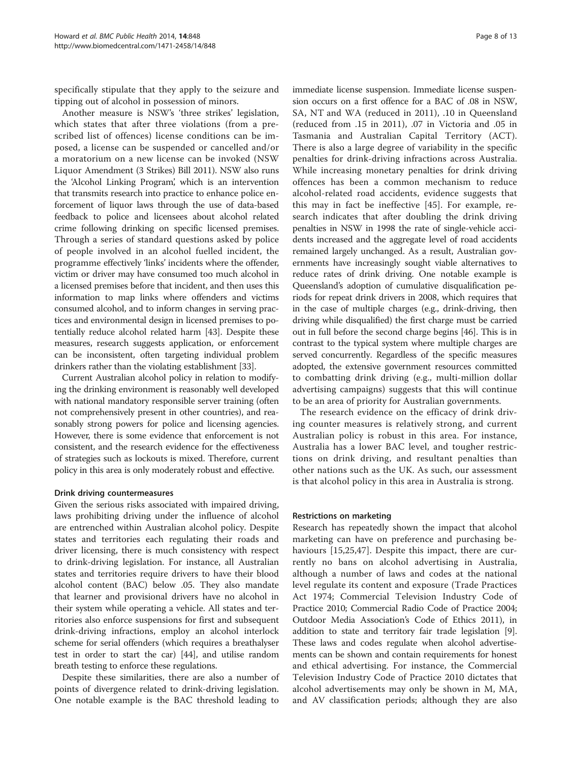specifically stipulate that they apply to the seizure and tipping out of alcohol in possession of minors.

Another measure is NSW's 'three strikes' legislation, which states that after three violations (from a prescribed list of offences) license conditions can be imposed, a license can be suspended or cancelled and/or a moratorium on a new license can be invoked (NSW Liquor Amendment (3 Strikes) Bill 2011). NSW also runs the 'Alcohol Linking Program', which is an intervention that transmits research into practice to enhance police enforcement of liquor laws through the use of data-based feedback to police and licensees about alcohol related crime following drinking on specific licensed premises. Through a series of standard questions asked by police of people involved in an alcohol fuelled incident, the programme effectively 'links' incidents where the offender, victim or driver may have consumed too much alcohol in a licensed premises before that incident, and then uses this information to map links where offenders and victims consumed alcohol, and to inform changes in serving practices and environmental design in licensed premises to potentially reduce alcohol related harm [43]. Despite these measures, research suggests application, or enforcement can be inconsistent, often targeting individual problem drinkers rather than the violating establishment [33].

Current Australian alcohol policy in relation to modifying the drinking environment is reasonably well developed with national mandatory responsible server training (often not comprehensively present in other countries), and reasonably strong powers for police and licensing agencies. However, there is some evidence that enforcement is not consistent, and the research evidence for the effectiveness of strategies such as lockouts is mixed. Therefore, current policy in this area is only moderately robust and effective.

#### Drink driving countermeasures

Given the serious risks associated with impaired driving, laws prohibiting driving under the influence of alcohol are entrenched within Australian alcohol policy. Despite states and territories each regulating their roads and driver licensing, there is much consistency with respect to drink-driving legislation. For instance, all Australian states and territories require drivers to have their blood alcohol content (BAC) below .05. They also mandate that learner and provisional drivers have no alcohol in their system while operating a vehicle. All states and territories also enforce suspensions for first and subsequent drink-driving infractions, employ an alcohol interlock scheme for serial offenders (which requires a breathalyser test in order to start the car) [44], and utilise random breath testing to enforce these regulations.

Despite these similarities, there are also a number of points of divergence related to drink-driving legislation. One notable example is the BAC threshold leading to immediate license suspension. Immediate license suspension occurs on a first offence for a BAC of .08 in NSW, SA, NT and WA (reduced in 2011), .10 in Queensland (reduced from .15 in 2011), .07 in Victoria and .05 in Tasmania and Australian Capital Territory (ACT). There is also a large degree of variability in the specific penalties for drink-driving infractions across Australia. While increasing monetary penalties for drink driving offences has been a common mechanism to reduce alcohol-related road accidents, evidence suggests that this may in fact be ineffective [45]. For example, research indicates that after doubling the drink driving penalties in NSW in 1998 the rate of single-vehicle accidents increased and the aggregate level of road accidents remained largely unchanged. As a result, Australian governments have increasingly sought viable alternatives to reduce rates of drink driving. One notable example is Queensland's adoption of cumulative disqualification periods for repeat drink drivers in 2008, which requires that in the case of multiple charges (e.g., drink-driving, then driving while disqualified) the first charge must be carried out in full before the second charge begins [46]. This is in contrast to the typical system where multiple charges are served concurrently. Regardless of the specific measures adopted, the extensive government resources committed to combatting drink driving (e.g., multi-million dollar advertising campaigns) suggests that this will continue to be an area of priority for Australian governments.

The research evidence on the efficacy of drink driving counter measures is relatively strong, and current Australian policy is robust in this area. For instance, Australia has a lower BAC level, and tougher restrictions on drink driving, and resultant penalties than other nations such as the UK. As such, our assessment is that alcohol policy in this area in Australia is strong.

#### Restrictions on marketing

Research has repeatedly shown the impact that alcohol marketing can have on preference and purchasing behaviours [15,25,47]. Despite this impact, there are currently no bans on alcohol advertising in Australia, although a number of laws and codes at the national level regulate its content and exposure (Trade Practices Act 1974; Commercial Television Industry Code of Practice 2010; Commercial Radio Code of Practice 2004; Outdoor Media Association's Code of Ethics 2011), in addition to state and territory fair trade legislation [9]. These laws and codes regulate when alcohol advertisements can be shown and contain requirements for honest and ethical advertising. For instance, the Commercial Television Industry Code of Practice 2010 dictates that alcohol advertisements may only be shown in M, MA, and AV classification periods; although they are also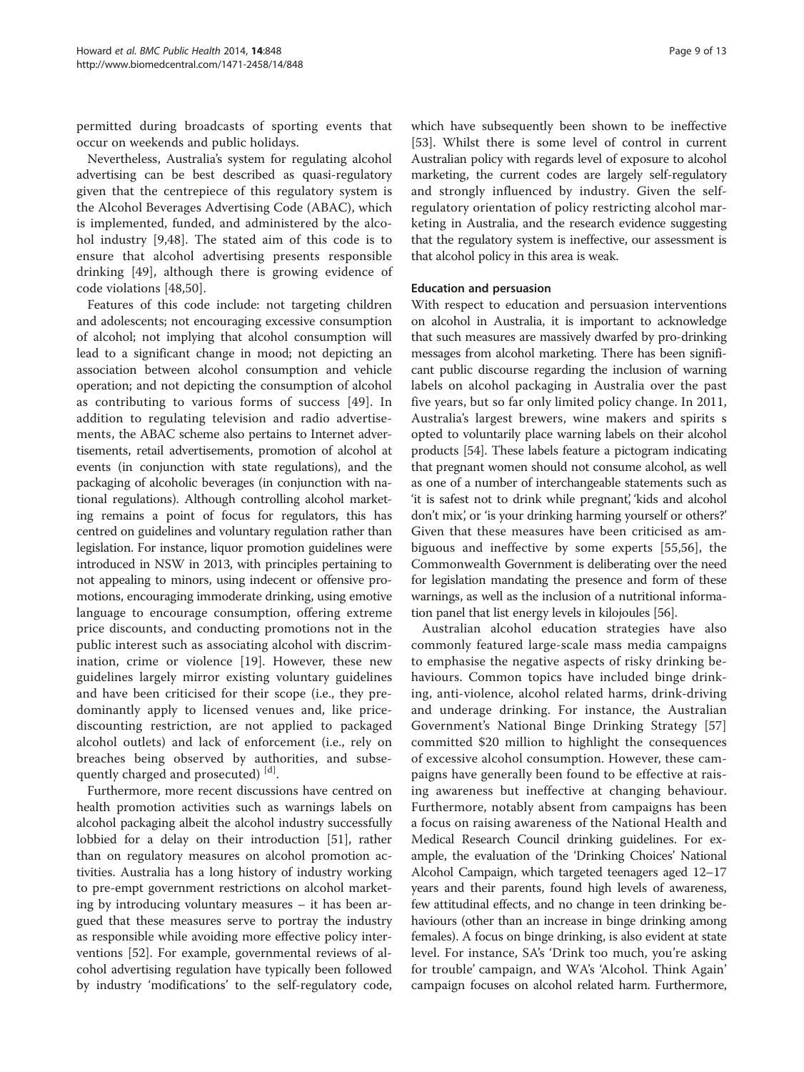permitted during broadcasts of sporting events that occur on weekends and public holidays.

Nevertheless, Australia's system for regulating alcohol advertising can be best described as quasi-regulatory given that the centrepiece of this regulatory system is the Alcohol Beverages Advertising Code (ABAC), which is implemented, funded, and administered by the alcohol industry [9,48]. The stated aim of this code is to ensure that alcohol advertising presents responsible drinking [49], although there is growing evidence of code violations [48,50].

Features of this code include: not targeting children and adolescents; not encouraging excessive consumption of alcohol; not implying that alcohol consumption will lead to a significant change in mood; not depicting an association between alcohol consumption and vehicle operation; and not depicting the consumption of alcohol as contributing to various forms of success [49]. In addition to regulating television and radio advertisements, the ABAC scheme also pertains to Internet advertisements, retail advertisements, promotion of alcohol at events (in conjunction with state regulations), and the packaging of alcoholic beverages (in conjunction with national regulations). Although controlling alcohol marketing remains a point of focus for regulators, this has centred on guidelines and voluntary regulation rather than legislation. For instance, liquor promotion guidelines were introduced in NSW in 2013, with principles pertaining to not appealing to minors, using indecent or offensive promotions, encouraging immoderate drinking, using emotive language to encourage consumption, offering extreme price discounts, and conducting promotions not in the public interest such as associating alcohol with discrimination, crime or violence [19]. However, these new guidelines largely mirror existing voluntary guidelines and have been criticised for their scope (i.e., they predominantly apply to licensed venues and, like price-discounting restriction, are not applied to packaged alcohol outlets) and lack of enforcement (i.e., rely on breaches being observed by authorities, and subsequently charged and prosecuted) [d].

Furthermore, more recent discussions have centred on health promotion activities such as warnings labels on alcohol packaging albeit the alcohol industry successfully lobbied for a delay on their introduction [51], rather than on regulatory measures on alcohol promotion activities. Australia has a long history of industry working to pre-empt government restrictions on alcohol marketing by introducing voluntary measures – it has been argued that these measures serve to portray the industry as responsible while avoiding more effective policy interventions [52]. For example, governmental reviews of alcohol advertising regulation have typically been followed by industry 'modifications' to the self-regulatory code, which have subsequently been shown to be ineffective [53]. Whilst there is some level of control in current Australian policy with regards level of exposure to alcohol marketing, the current codes are largely self-regulatory and strongly influenced by industry. Given the self-regulatory orientation of policy restricting alcohol marketing in Australia, and the research evidence suggesting that the regulatory system is ineffective, our assessment is that alcohol policy in this area is weak.

#### Education and persuasion

With respect to education and persuasion interventions on alcohol in Australia, it is important to acknowledge that such measures are massively dwarfed by pro-drinking messages from alcohol marketing. There has been significant public discourse regarding the inclusion of warning labels on alcohol packaging in Australia over the past five years, but so far only limited policy change. In 2011, Australia's largest brewers, wine makers and spirits s opted to voluntarily place warning labels on their alcohol products [54]. These labels feature a pictogram indicating that pregnant women should not consume alcohol, as well as one of a number of interchangeable statements such as 'it is safest not to drink while pregnant', 'kids and alcohol don't mix', or 'is your drinking harming yourself or others?' Given that these measures have been criticised as ambiguous and ineffective by some experts [55,56], the Commonwealth Government is deliberating over the need for legislation mandating the presence and form of these warnings, as well as the inclusion of a nutritional information panel that list energy levels in kilojoules [56].

Australian alcohol education strategies have also commonly featured large-scale mass media campaigns to emphasise the negative aspects of risky drinking behaviours. Common topics have included binge drinking, anti-violence, alcohol related harms, drink-driving and underage drinking. For instance, the Australian Government's National Binge Drinking Strategy [57] committed $20 million to highlight the consequences of excessive alcohol consumption. However, these campaigns have generally been found to be effective at raising awareness but ineffective at changing behaviour. Furthermore, notably absent from campaigns has been a focus on raising awareness of the National Health and Medical Research Council drinking guidelines. For example, the evaluation of the 'Drinking Choices' National Alcohol Campaign, which targeted teenagers aged 12–17 years and their parents, found high levels of awareness, few attitudinal effects, and no change in teen drinking behaviours (other than an increase in binge drinking among females). A focus on binge drinking, is also evident at state level. For instance, SA's 'Drink too much, you're asking for trouble' campaign, and WA's 'Alcohol. Think Again' campaign focuses on alcohol related harm. Furthermore,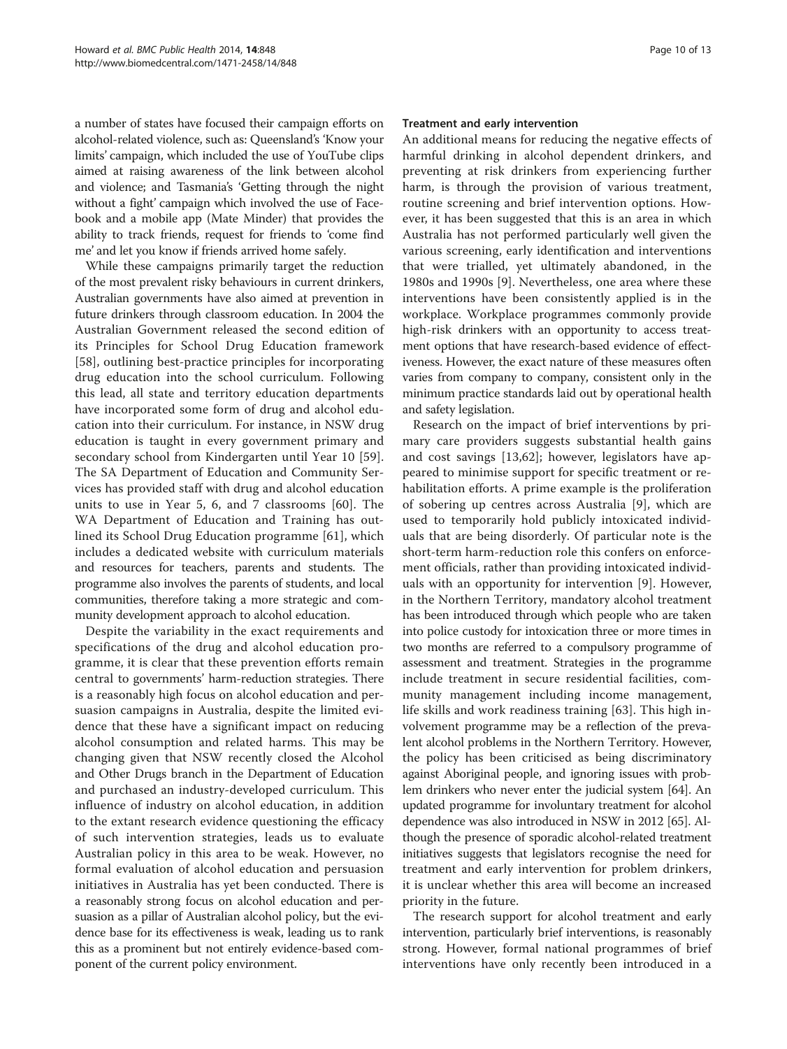a number of states have focused their campaign efforts on alcohol-related violence, such as: Queensland's 'Know your limits' campaign, which included the use of YouTube clips aimed at raising awareness of the link between alcohol and violence; and Tasmania's 'Getting through the night without a fight' campaign which involved the use of Facebook and a mobile app (Mate Minder) that provides the ability to track friends, request for friends to 'come find me' and let you know if friends arrived home safely.

While these campaigns primarily target the reduction of the most prevalent risky behaviours in current drinkers, Australian governments have also aimed at prevention in future drinkers through classroom education. In 2004 the Australian Government released the second edition of its Principles for School Drug Education framework [58], outlining best-practice principles for incorporating drug education into the school curriculum. Following this lead, all state and territory education departments have incorporated some form of drug and alcohol education into their curriculum. For instance, in NSW drug education is taught in every government primary and secondary school from Kindergarten until Year 10 [59]. The SA Department of Education and Community Services has provided staff with drug and alcohol education units to use in Year 5, 6, and 7 classrooms [60]. The WA Department of Education and Training has outlined its School Drug Education programme [61], which includes a dedicated website with curriculum materials and resources for teachers, parents and students. The programme also involves the parents of students, and local communities, therefore taking a more strategic and community development approach to alcohol education.

Despite the variability in the exact requirements and specifications of the drug and alcohol education programme, it is clear that these prevention efforts remain central to governments' harm-reduction strategies. There is a reasonably high focus on alcohol education and persuasion campaigns in Australia, despite the limited evidence that these have a significant impact on reducing alcohol consumption and related harms. This may be changing given that NSW recently closed the Alcohol and Other Drugs branch in the Department of Education and purchased an industry-developed curriculum. This influence of industry on alcohol education, in addition to the extant research evidence questioning the efficacy of such intervention strategies, leads us to evaluate Australian policy in this area to be weak. However, no formal evaluation of alcohol education and persuasion initiatives in Australia has yet been conducted. There is a reasonably strong focus on alcohol education and persuasion as a pillar of Australian alcohol policy, but the evidence base for its effectiveness is weak, leading us to rank this as a prominent but not entirely evidence-based component of the current policy environment.

#### Treatment and early intervention

An additional means for reducing the negative effects of harmful drinking in alcohol dependent drinkers, and preventing at risk drinkers from experiencing further harm, is through the provision of various treatment, routine screening and brief intervention options. However, it has been suggested that this is an area in which Australia has not performed particularly well given the various screening, early identification and interventions that were trialled, yet ultimately abandoned, in the 1980s and 1990s [9]. Nevertheless, one area where these interventions have been consistently applied is in the workplace. Workplace programmes commonly provide high-risk drinkers with an opportunity to access treatment options that have research-based evidence of effectiveness. However, the exact nature of these measures often varies from company to company, consistent only in the minimum practice standards laid out by operational health and safety legislation.

Research on the impact of brief interventions by primary care providers suggests substantial health gains and cost savings [13,62]; however, legislators have appeared to minimise support for specific treatment or rehabilitation efforts. A prime example is the proliferation of sobering up centres across Australia [9], which are used to temporarily hold publicly intoxicated individuals that are being disorderly. Of particular note is the short-term harm-reduction role this confers on enforcement officials, rather than providing intoxicated individuals with an opportunity for intervention [9]. However, in the Northern Territory, mandatory alcohol treatment has been introduced through which people who are taken into police custody for intoxication three or more times in two months are referred to a compulsory programme of assessment and treatment. Strategies in the programme include treatment in secure residential facilities, community management including income management, life skills and work readiness training [63]. This high involvement programme may be a reflection of the prevalent alcohol problems in the Northern Territory. However, the policy has been criticised as being discriminatory against Aboriginal people, and ignoring issues with problem drinkers who never enter the judicial system [64]. An updated programme for involuntary treatment for alcohol dependence was also introduced in NSW in 2012 [65]. Although the presence of sporadic alcohol-related treatment initiatives suggests that legislators recognise the need for treatment and early intervention for problem drinkers, it is unclear whether this area will become an increased priority in the future.

The research support for alcohol treatment and early intervention, particularly brief interventions, is reasonably strong. However, formal national programmes of brief interventions have only recently been introduced in a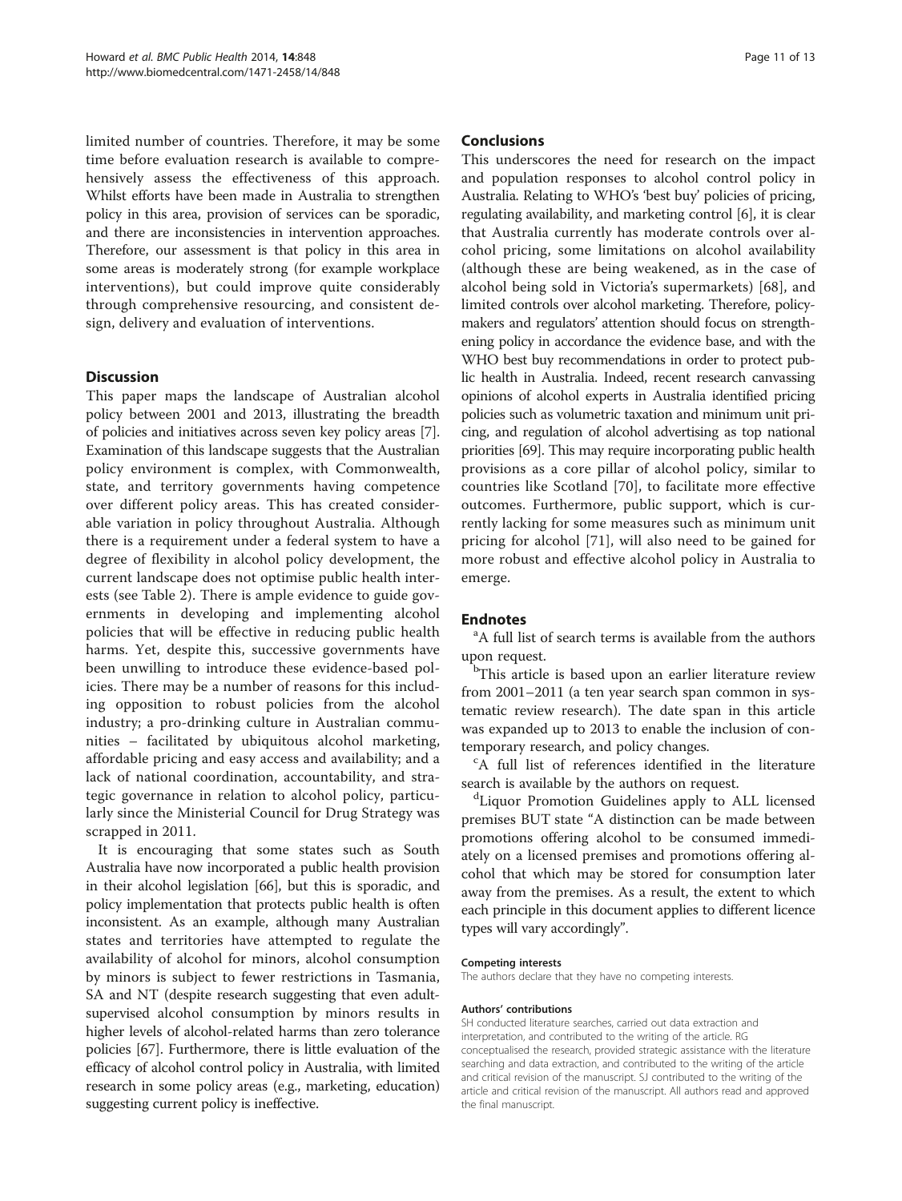limited number of countries. Therefore, it may be some time before evaluation research is available to comprehensively assess the effectiveness of this approach. Whilst efforts have been made in Australia to strengthen policy in this area, provision of services can be sporadic, and there are inconsistencies in intervention approaches. Therefore, our assessment is that policy in this area in some areas is moderately strong (for example workplace interventions), but could improve quite considerably through comprehensive resourcing, and consistent design, delivery and evaluation of interventions.

## Discussion

This paper maps the landscape of Australian alcohol policy between 2001 and 2013, illustrating the breadth of policies and initiatives across seven key policy areas [7]. Examination of this landscape suggests that the Australian policy environment is complex, with Commonwealth, state, and territory governments having competence over different policy areas. This has created considerable variation in policy throughout Australia. Although there is a requirement under a federal system to have a degree of flexibility in alcohol policy development, the current landscape does not optimise public health interests (see Table 2). There is ample evidence to guide governments in developing and implementing alcohol policies that will be effective in reducing public health harms. Yet, despite this, successive governments have been unwilling to introduce these evidence-based policies. There may be a number of reasons for this including opposition to robust policies from the alcohol industry; a pro-drinking culture in Australian communities – facilitated by ubiquitous alcohol marketing, affordable pricing and easy access and availability; and a lack of national coordination, accountability, and strategic governance in relation to alcohol policy, particularly since the Ministerial Council for Drug Strategy was scrapped in 2011.

It is encouraging that some states such as South Australia have now incorporated a public health provision in their alcohol legislation [66], but this is sporadic, and policy implementation that protects public health is often inconsistent. As an example, although many Australian states and territories have attempted to regulate the availability of alcohol for minors, alcohol consumption by minors is subject to fewer restrictions in Tasmania, SA and NT (despite research suggesting that even adult-supervised alcohol consumption by minors results in higher levels of alcohol-related harms than zero tolerance policies [67]. Furthermore, there is little evaluation of the efficacy of alcohol control policy in Australia, with limited research in some policy areas (e.g., marketing, education) suggesting current policy is ineffective.

## Conclusions

This underscores the need for research on the impact and population responses to alcohol control policy in Australia. Relating to WHO's 'best buy' policies of pricing, regulating availability, and marketing control [6], it is clear that Australia currently has moderate controls over alcohol pricing, some limitations on alcohol availability (although these are being weakened, as in the case of alcohol being sold in Victoria's supermarkets) [68], and limited controls over alcohol marketing. Therefore, policymakers and regulators' attention should focus on strengthening policy in accordance the evidence base, and with the WHO best buy recommendations in order to protect public health in Australia. Indeed, recent research canvassing opinions of alcohol experts in Australia identified pricing policies such as volumetric taxation and minimum unit pricing, and regulation of alcohol advertising as top national priorities [69]. This may require incorporating public health provisions as a core pillar of alcohol policy, similar to countries like Scotland [70], to facilitate more effective outcomes. Furthermore, public support, which is currently lacking for some measures such as minimum unit pricing for alcohol [71], will also need to be gained for more robust and effective alcohol policy in Australia to emerge.

## Endnotes

[a]A full list of search terms is available from the authors upon request.

[b]This article is based upon an earlier literature review from 2001–2011 (a ten year search span common in systematic review research). The date span in this article was expanded up to 2013 to enable the inclusion of contemporary research, and policy changes.

[c]A full list of references identified in the literature search is available by the authors on request.

[d]Liquor Promotion Guidelines apply to ALL licensed premises BUT state "A distinction can be made between promotions offering alcohol to be consumed immediately on a licensed premises and promotions offering alcohol that which may be stored for consumption later away from the premises. As a result, the extent to which each principle in this document applies to different licence types will vary accordingly".

#### Competing interests

The authors declare that they have no competing interests.

#### Authors' contributions

SH conducted literature searches, carried out data extraction and interpretation, and contributed to the writing of the article. RG conceptualised the research, provided strategic assistance with the literature searching and data extraction, and contributed to the writing of the article and critical revision of the manuscript. SJ contributed to the writing of the article and critical revision of the manuscript. All authors read and approved the final manuscript.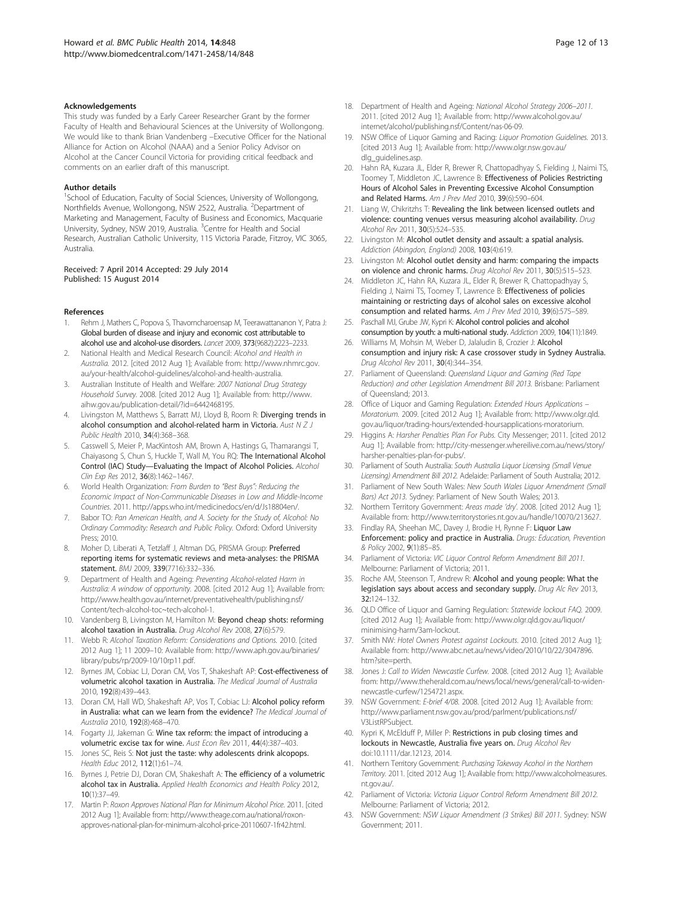### Acknowledgements

This study was funded by a Early Career Researcher Grant by the former Faculty of Health and Behavioural Sciences at the University of Wollongong. We would like to thank Brian Vandenberg –Executive Officer for the National Alliance for Action on Alcohol (NAAA) and a Senior Policy Advisor on Alcohol at the Cancer Council Victoria for providing critical feedback and comments on an earlier draft of this manuscript.

### Author details

[1]School of Education, Faculty of Social Sciences, University of Wollongong, Northfields Avenue, Wollongong, NSW 2522, Australia. [2]Department of Marketing and Management, Faculty of Business and Economics, Macquarie University, Sydney, NSW 2019, Australia. [3]Centre for Health and Social Research, Australian Catholic University, 115 Victoria Parade, Fitzroy, VIC 3065, Australia.

Received: 7 April 2014 Accepted: 29 July 2014
Published: 15 August 2014

### References

1. Rehm J, Mathers C, Popova S, Thavorncharoensap M, Teerawattananon Y, Patra J: **Global burden of disease and injury and economic cost attributable to alcohol use and alcohol-use disorders.** *Lancet* 2009, **373**(9682):2223–2233.
2. National Health and Medical Research Council: *Alcohol and Health in Australia.* 2012. [cited 2012 Aug 1]; Available from: http://www.nhmrc.gov.au/your-health/alcohol-guidelines/alcohol-and-health-australia.
3. Australian Institute of Health and Welfare: *2007 National Drug Strategy Household Survey.* 2008. [cited 2012 Aug 1]; Available from: http://www.aihw.gov.au/publication-detail/?id=6442468195.
4. Livingston M, Matthews S, Barratt MJ, Lloyd B, Room R: **Diverging trends in alcohol consumption and alcohol-related harm in Victoria.** *Aust N Z J Public Health* 2010, **34**(4):368–368.
5. Casswell S, Meier P, MacKintosh AM, Brown A, Hastings G, Thamarangsi T, Chaiyasong S, Chun S, Huckle T, Wall M, You RQ: **The International Alcohol Control (IAC) Study—Evaluating the Impact of Alcohol Policies.** *Alcohol Clin Exp Res* 2012, **36**(8):1462–1467.
6. World Health Organization: *From Burden to "Best Buys": Reducing the Economic Impact of Non-Communicable Diseases in Low and Middle-Income Countries.* 2011. http://apps.who.int/medicinedocs/en/d/Js18804en/.
7. Babor TO: *Pan American Health, and A. Society for the Study of, Alcohol: No Ordinary Commodity: Research and Public Policy.* Oxford: Oxford University Press; 2010.
8. Moher D, Liberati A, Tetzlaff J, Altman DG, PRISMA Group: **Preferred reporting items for systematic reviews and meta-analyses: the PRISMA statement.** *BMJ* 2009, **339**(7716):332–336.
9. Department of Health and Ageing: *Preventing Alcohol-related Harm in Australia: A window of opportunity.* 2008. [cited 2012 Aug 1]; Available from: http://www.health.gov.au/internet/preventativehealth/publishing.nsf/Content/tech-alcohol-toc~tech-alcohol-1.
10. Vandenberg B, Livingston M, Hamilton M: **Beyond cheap shots: reforming alcohol taxation in Australia.** *Drug Alcohol Rev* 2008, **27**(6):579.
11. Webb R: *Alcohol Taxation Reform: Considerations and Options.* 2010. [cited 2012 Aug 1]; 11 2009–10: Available from: http://www.aph.gov.au/binaries/library/pubs/rp/2009-10/10rp11.pdf.
12. Byrnes JM, Cobiac LJ, Doran CM, Vos T, Shakeshaft AP: **Cost-effectiveness of volumetric alcohol taxation in Australia.** *The Medical Journal of Australia* 2010, **192**(8):439–443.
13. Doran CM, Hall WD, Shakeshaft AP, Vos T, Cobiac LJ: **Alcohol policy reform in Australia: what can we learn from the evidence?** *The Medical Journal of Australia* 2010, **192**(8):468–470.
14. Fogarty JJ, Jakeman G: **Wine tax reform: the impact of introducing a volumetric excise tax for wine.** *Aust Econ Rev* 2011, **44**(4):387–403.
15. Jones SC, Reis S: **Not just the taste: why adolescents drink alcopops.** *Health Educ* 2012, **112**(1):61–74.
16. Byrnes J, Petrie DJ, Doran CM, Shakeshaft A: **The efficiency of a volumetric alcohol tax in Australia.** *Applied Health Economics and Health Policy* 2012, **10**(1):37–49.
17. Martin P: *Roxon Approves National Plan for Minimum Alcohol Price.* 2011. [cited 2012 Aug 1]; Available from: http://www.theage.com.au/national/roxon-approves-national-plan-for-minimum-alcohol-price-20110607-1fr42.html.
18. Department of Health and Ageing: *National Alcohol Strategy 2006–2011.* 2011. [cited 2012 Aug 1]; Available from: http://www.alcohol.gov.au/internet/alcohol/publishing.nsf/Content/nas-06-09.
19. NSW Office of Liquor Gaming and Racing: *Liquor Promotion Guidelines.* 2013. [cited 2013 Aug 1]; Available from: http://www.olgr.nsw.gov.au/dlg_guidelines.asp.
20. Hahn RA, Kuzara JL, Elder R, Brewer R, Chattopadhyay S, Fielding J, Naimi TS, Toomey T, Middleton JC, Lawrence B: **Effectiveness of Policies Restricting Hours of Alcohol Sales in Preventing Excessive Alcohol Consumption and Related Harms.** *Am J Prev Med* 2010, **39**(6):590–604.
21. Liang W, Chikritzhs T: **Revealing the link between licensed outlets and violence: counting venues versus measuring alcohol availability.** *Drug Alcohol Rev* 2011, **30**(5):524–535.
22. Livingston M: **Alcohol outlet density and assault: a spatial analysis.** *Addiction (Abingdon, England)* 2008, **103**(4):619.
23. Livingston M: **Alcohol outlet density and harm: comparing the impacts on violence and chronic harms.** *Drug Alcohol Rev* 2011, **30**(5):515–523.
24. Middleton JC, Hahn RA, Kuzara JL, Elder R, Brewer R, Chattopadhyay S, Fielding J, Naimi TS, Toomey T, Lawrence B: **Effectiveness of policies maintaining or restricting days of alcohol sales on excessive alcohol consumption and related harms.** *Am J Prev Med* 2010, **39**(6):575–589.
25. Paschall MJ, Grube JW, Kypri K: **Alcohol control policies and alcohol consumption by youth: a multi-national study.** *Addiction* 2009, **104**(11):1849.
26. Williams M, Mohsin M, Weber D, Jalaludin B, Crozier J: **Alcohol consumption and injury risk: A case crossover study in Sydney Australia.** *Drug Alcohol Rev* 2011, **30**(4):344–354.
27. Parliament of Queensland: *Queensland Liquor and Gaming (Red Tape Reduction) and other Legislation Amendment Bill 2013.* Brisbane: Parliament of Queensland; 2013.
28. Office of Liquor and Gaming Regulation: *Extended Hours Applications – Moratorium.* 2009. [cited 2012 Aug 1]; Available from: http://www.olgr.qld.gov.au/liquor/trading-hours/extended-hoursapplications-moratorium.
29. Higgins A: *Harsher Penalties Plan For Pubs.* City Messenger; 2011. [cited 2012 Aug 1]; Available from: http://city-messenger.whereilive.com.au/news/story/harsher-penalties-plan-for-pubs/.
30. Parliament of South Australia: *South Australia Liquor Licensing (Small Venue Licensing) Amendment Bill 2012.* Adelaide: Parliament of South Australia; 2012.
31. Parliament of New South Wales: *New South Wales Liquor Amendment (Small Bars) Act 2013.* Sydney: Parliament of New South Wales; 2013.
32. Northern Territory Government: *Areas made 'dry'.* 2008. [cited 2012 Aug 1]; Available from: http://www.territorystories.nt.gov.au/handle/10070/213627.
33. Findlay RA, Sheehan MC, Davey J, Brodie H, Rynne F: **Liquor Law Enforcement: policy and practice in Australia.** *Drugs: Education, Prevention & Policy* 2002, **9**(1):85–85.
34. Parliament of Victoria: *VIC Liquor Control Reform Amendment Bill 2011.* Melbourne: Parliament of Victoria; 2011.
35. Roche AM, Steenson T, Andrew R: **Alcohol and young people: What the legislation says about access and secondary supply.** *Drug Alc Rev* 2013, **32**:124–132.
36. QLD Office of Liquor and Gaming Regulation: *Statewide lockout FAQ.* 2009. [cited 2012 Aug 1]; Available from: http://www.olgr.qld.gov.au/liquor/minimising-harm/3am-lockout.
37. Smith NW: *Hotel Owners Protest against Lockouts.* 2010. [cited 2012 Aug 1]; Available from: http://www.abc.net.au/news/video/2010/10/22/3047896.htm?site=perth.
38. Jones J: *Call to Widen Newcastle Curfew.* 2008. [cited 2012 Aug 1]; Available from: http://www.theherald.com.au/news/local/news/general/call-to-widen-newcastle-curfew/1254721.aspx.
39. NSW Government: *E-brief 4/08.* 2008. [cited 2012 Aug 1]; Available from: http://www.parliament.nsw.gov.au/prod/parlment/publications.nsf/V3ListRPSubject.
40. Kypri K, McElduff P, Miller P: **Restrictions in pub closing times and lockouts in Newcastle, Australia five years on.** *Drug Alcohol Rev* doi:10.1111/dar.12123, 2014.
41. Northern Territory Government: *Purchasing Takeway Acohol in the Northern Territory.* 2011. [cited 2012 Aug 1]; Available from: http://www.alcoholmeasures.nt.gov.au/.
42. Parliament of Victoria: *Victoria Liquor Control Reform Amendment Bill 2012.* Melbourne: Parliament of Victoria; 2012.
43. NSW Government: *NSW Liquor Amendment (3 Strikes) Bill 2011.* Sydney: NSW Government; 2011.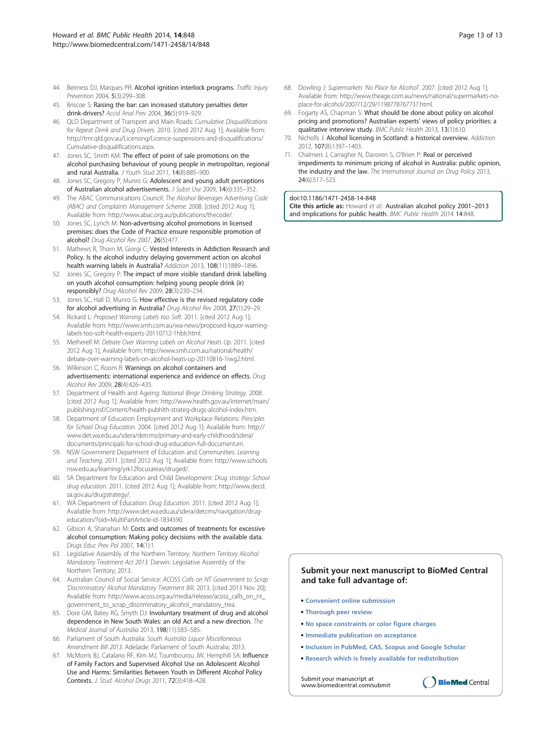44. Beirness DJ, Marques PR: **Alcohol ignition interlock programs.** *Traffic Injury Prevention* 2004, **5**(3):299–308.
45. Briscoe S: **Raising the bar: can increased statutory penalties deter drink-drivers?** *Accid Anal Prev* 2004, **36**(5):919–929.
46. QLD Department of Transport and Main Roads: *Cumulative Disqualifications for Repeat Drink and Drug Drivers.* 2010. [cited 2012 Aug 1]; Available from: http://tmr.qld.gov.au/Licensing/Licence-suspensions-and-disqualifications/Cumulative-disqualifications.aspx.
47. Jones SC, Smith KM: **The effect of point of sale promotions on the alcohol purchasing behaviour of young people in metropolitan, regional and rural Australia.** *J Youth Stud* 2011, **14**(8):885–900.
48. Jones SC, Gregory P, Munro G: **Adolescent and young adult perceptions of Australian alcohol advertisements.** *J Subst Use* 2009, **14**(6):335–352.
49. The ABAC Communications Council: *The Alcohol Beverages Advertising Code (ABAC) and Complaints Management Scheme.* 2008. [cited 2012 Aug 1]; Available from: http://www.abac.org.au/publications/thecode/.
50. Jones SC, Lynch M: **Non-advertising alcohol promotions in licensed premises: does the Code of Practice ensure responsible promotion of alcohol?** *Drug Alcohol Rev* 2007, **26**(5):477.
51. Mathews R, Thorn M, Giorgi C: **Vested Interests in Addiction Research and Policy. Is the alcohol industry delaying government action on alcohol health warning labels in Australia?** *Addiction* 2013, **108**(11):1889–1896.
52. Jones SC, Gregory P: **The impact of more visible standard drink labelling on youth alcohol consumption: helping young people drink (ir) responsibly?** *Drug Alcohol Rev* 2009, **28**(3):230–234.
53. Jones SC, Hall D, Munro G: **How effective is the revised regulatory code for alcohol advertising in Australia?** *Drug Alcohol Rev* 2008, **27**(1):29–29.
54. Rickard L: *Proposed Warning Labels too Soft.* 2011. [cited 2012 Aug 1]; Available from: http://www.smh.com.au/wa-news/proposed-liquor-warning-labels-too-soft-health-experts-20110712-1hblr.html.
55. Metherell M: *Debate Over Warning Labels on Alcohol Heats Up.* 2011. [cited 2012 Aug 1]; Available from: http://www.smh.com.au/national/health/debate-over-warning-labels-on-alcohol-heats-up-20110816-1iwg2.html.
56. Wilkinson C, Room R: **Warnings on alcohol containers and advertisements: international experience and evidence on effects.** *Drug Alcohol Rev* 2009, **28**(4):426–435.
57. Department of Health and Ageing: *National Binge Drinking Strategy.* 2008. [cited 2012 Aug 1]; Available from: http://www.health.gov.au/internet/main/publishing.nsf/Content/health-pubhlth-strateg-drugs-alcohol-index.htm.
58. Department of Education Employment and Workplace Relations: *Principles for School Drug Education.* 2004. [cited 2012 Aug 1]; Available from: http://www.det.wa.edu.au/sdera/detcms/primary-and-early-childhood/sdera/documents/principals-for-school-drug-education-full-document.en.
59. NSW Government Department of Education and Communities: *Learning and Teaching.* 2011. [cited 2012 Aug 1]; Available from: http://www.schools.nsw.edu.au/learning/yrk12focusareas/druged/.
60. SA Department for Education and Child Development: *Drug strategy: School drug education.* 2011. [cited 2012 Aug 1]; Available from: http://www.decd.sa.gov.au/drugstrategy/.
61. WA Department of Education: *Drug Education.* 2011. [cited 2012 Aug 1]; Available from: http://www.det.wa.edu.au/sdera/detcms/navigation/drug-education/?oid=MultiPartArticle-id-1834590.
62. Gibson A, Shanahan M: **Costs and outcomes of treatments for excessive alcohol consumption: Making policy decisions with the available data.** *Drugs Educ Prev Pol* 2007, **14**(1):1.
63. Legislative Assembly of the Northern Territory: *Northern Territory Alcohol Mandatory Treatment Act 2013.* Darwin: Legislative Assembly of the Northern Territory; 2013.
64. Australian Council of Social Service: *ACOSS Calls on NT Government to Scrap 'Discriminatory' Alcohol Mandatory Treatment Bill.* 2013. [cited 2013 Nov 20]; Available from: http://www.acoss.org.au/media/release/acoss_calls_on_nt_government_to_scrap_discriminatory_alcohol_mandatory_trea.
65. Dore GM, Batey RG, Smyth DJ: **Involuntary treatment of drug and alcohol dependence in New South Wales: an old Act and a new direction.** *The Medical Journal of Australia* 2013, **198**(11):583–585.
66. Parliament of South Australia: *South Australia Liquor Miscellaneous Amendment Bill 2013.* Adelaide: Parliament of South Australia; 2013.
67. McMorris BJ, Catalano RF, Kim MJ, Toumbourou JW, Hemphill SA: **Influence of Family Factors and Supervised Alcohol Use on Adolescent Alcohol Use and Harms: Similarities Between Youth in Different Alcohol Policy Contexts.** *J. Stud. Alcohol Drugs* 2011, **72**(3):418–428.
68. Dowling J: *Supermarkets 'No Place for Alcohol'.* 2007. [cited 2012 Aug 1]; Available from: http://www.theage.com.au/news/national/supermarkets-no-place-for-alcohol/2007/12/29/1198778767737.html.
69. Fogarty AS, Chapman S: **What should be done about policy on alcohol pricing and promotions? Australian experts' views of policy priorities: a qualitative interview study.** *BMC Public Health* 2013, **13**(1):610.
70. Nicholls J: **Alcohol licensing in Scotland: a historical overview.** *Addiction* 2012, **107**(8):1397–1403.
71. Chalmers J, Carragher N, Davoren S, O'Brien P: **Real or perceived impediments to minimum pricing of alcohol in Australia: public opinion, the industry and the law.** *The International Journal on Drug Policy* 2013, **24**(6):517–523.

doi:10.1186/1471-2458-14-848

**Cite this article as:** Howard *et al.*: Australian alcohol policy 2001–2013 and implications for public health. *BMC Public Health* 2014 **14**:848.

**Submit your next manuscript to BioMed Central and take full advantage of:**

- **Convenient online submission**
- **Thorough peer review**
- **No space constraints or color figure charges**
- **Immediate publication on acceptance**
- **Inclusion in PubMed, CAS, Scopus and Google Scholar**
- **Research which is freely available for redistribution**

Submit your manuscript at
www.biomedcentral.com/submit

BioMed Central